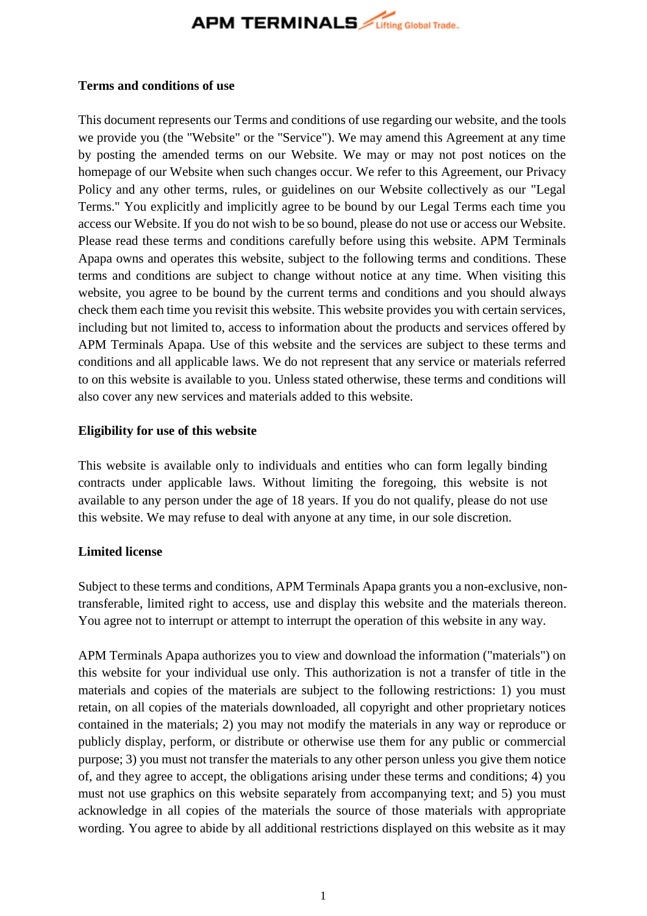**Terms and conditions of use**

This document represents our Terms and conditions of use regarding our website, and the tools we provide you (the "Website" or the "Service"). We may amend this Agreement at any time by posting the amended terms on our Website. We may or may not post notices on the homepage of our Website when such changes occur. We refer to this Agreement, our Privacy Policy and any other terms, rules, or guidelines on our Website collectively as our "Legal Terms." You explicitly and implicitly agree to be bound by our Legal Terms each time you access our Website. If you do not wish to be so bound, please do not use or access our Website. Please read these terms and conditions carefully before using this website. APM Terminals Apapa owns and operates this website, subject to the following terms and conditions. These terms and conditions are subject to change without notice at any time. When visiting this website, you agree to be bound by the current terms and conditions and you should always check them each time you revisit this website. This website provides you with certain services, including but not limited to, access to information about the products and services offered by APM Terminals Apapa. Use of this website and the services are subject to these terms and conditions and all applicable laws. We do not represent that any service or materials referred to on this website is available to you. Unless stated otherwise, these terms and conditions will also cover any new services and materials added to this website.

**Eligibility for use of this website**

This website is available only to individuals and entities who can form legally binding contracts under applicable laws. Without limiting the foregoing, this website is not available to any person under the age of 18 years. If you do not qualify, please do not use this website. We may refuse to deal with anyone at any time, in our sole discretion.

**Limited license**

Subject to these terms and conditions, APM Terminals Apapa grants you a non-exclusive, non-transferable, limited right to access, use and display this website and the materials thereon. You agree not to interrupt or attempt to interrupt the operation of this website in any way.

APM Terminals Apapa authorizes you to view and download the information ("materials") on this website for your individual use only. This authorization is not a transfer of title in the materials and copies of the materials are subject to the following restrictions: 1) you must retain, on all copies of the materials downloaded, all copyright and other proprietary notices contained in the materials; 2) you may not modify the materials in any way or reproduce or publicly display, perform, or distribute or otherwise use them for any public or commercial purpose; 3) you must not transfer the materials to any other person unless you give them notice of, and they agree to accept, the obligations arising under these terms and conditions; 4) you must not use graphics on this website separately from accompanying text; and 5) you must acknowledge in all copies of the materials the source of those materials with appropriate wording. You agree to abide by all additional restrictions displayed on this website as it may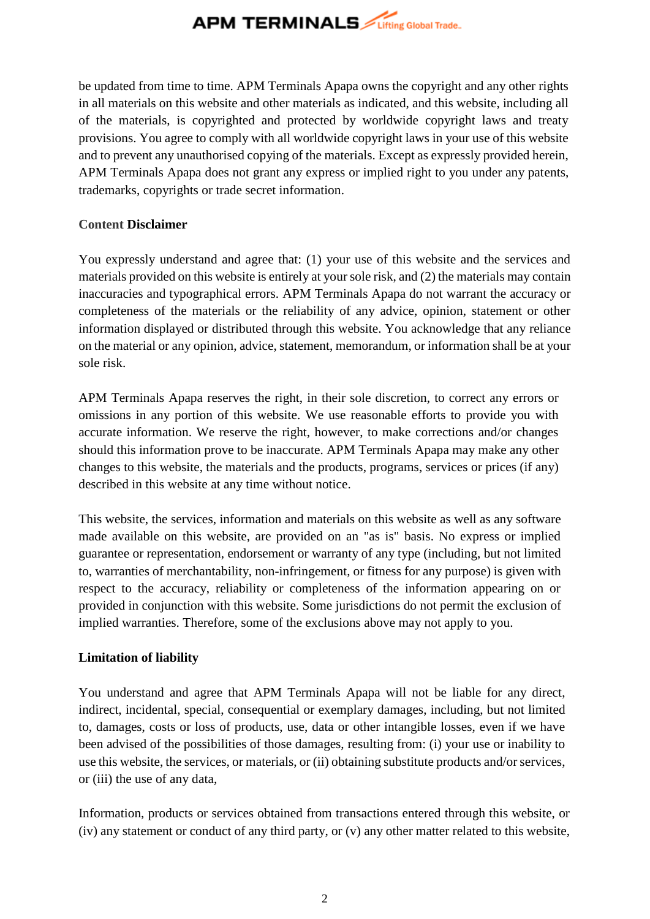be updated from time to time. APM Terminals Apapa owns the copyright and any other rights in all materials on this website and other materials as indicated, and this website, including all of the materials, is copyrighted and protected by worldwide copyright laws and treaty provisions. You agree to comply with all worldwide copyright laws in your use of this website and to prevent any unauthorised copying of the materials. Except as expressly provided herein, APM Terminals Apapa does not grant any express or implied right to you under any patents, trademarks, copyrights or trade secret information.

**Content Disclaimer**

You expressly understand and agree that: (1) your use of this website and the services and materials provided on this website is entirely at your sole risk, and (2) the materials may contain inaccuracies and typographical errors. APM Terminals Apapa do not warrant the accuracy or completeness of the materials or the reliability of any advice, opinion, statement or other information displayed or distributed through this website. You acknowledge that any reliance on the material or any opinion, advice, statement, memorandum, or information shall be at your sole risk.

APM Terminals Apapa reserves the right, in their sole discretion, to correct any errors or omissions in any portion of this website. We use reasonable efforts to provide you with accurate information. We reserve the right, however, to make corrections and/or changes should this information prove to be inaccurate. APM Terminals Apapa may make any other changes to this website, the materials and the products, programs, services or prices (if any) described in this website at any time without notice.

This website, the services, information and materials on this website as well as any software made available on this website, are provided on an "as is" basis. No express or implied guarantee or representation, endorsement or warranty of any type (including, but not limited to, warranties of merchantability, non-infringement, or fitness for any purpose) is given with respect to the accuracy, reliability or completeness of the information appearing on or provided in conjunction with this website. Some jurisdictions do not permit the exclusion of implied warranties. Therefore, some of the exclusions above may not apply to you.

**Limitation of liability**

You understand and agree that APM Terminals Apapa will not be liable for any direct, indirect, incidental, special, consequential or exemplary damages, including, but not limited to, damages, costs or loss of products, use, data or other intangible losses, even if we have been advised of the possibilities of those damages, resulting from: (i) your use or inability to use this website, the services, or materials, or (ii) obtaining substitute products and/or services, or (iii) the use of any data,

Information, products or services obtained from transactions entered through this website, or (iv) any statement or conduct of any third party, or (v) any other matter related to this website,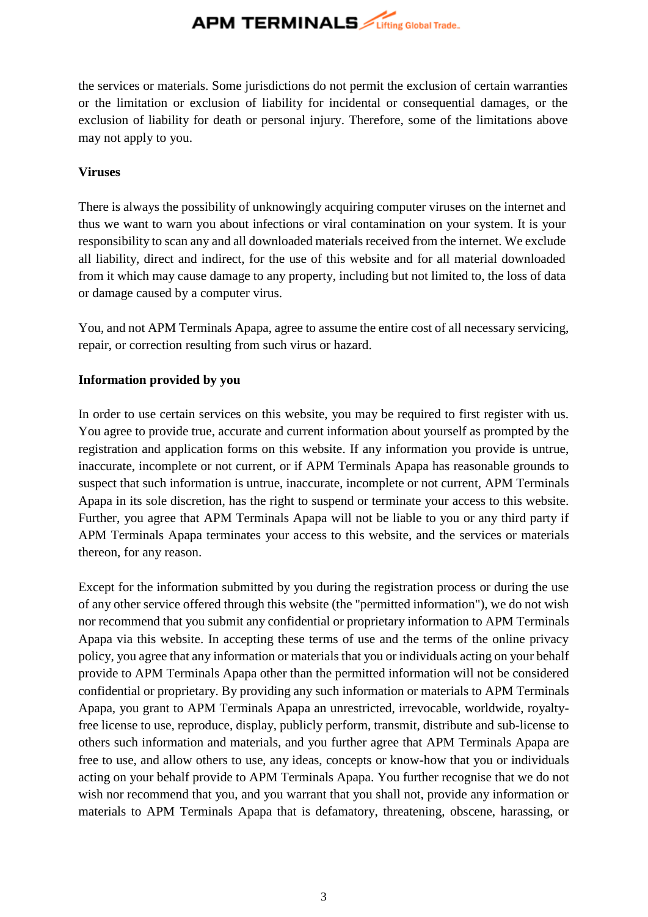the services or materials. Some jurisdictions do not permit the exclusion of certain warranties or the limitation or exclusion of liability for incidental or consequential damages, or the exclusion of liability for death or personal injury. Therefore, some of the limitations above may not apply to you.

**Viruses**

There is always the possibility of unknowingly acquiring computer viruses on the internet and thus we want to warn you about infections or viral contamination on your system. It is your responsibility to scan any and all downloaded materials received from the internet. We exclude all liability, direct and indirect, for the use of this website and for all material downloaded from it which may cause damage to any property, including but not limited to, the loss of data or damage caused by a computer virus.

You, and not APM Terminals Apapa, agree to assume the entire cost of all necessary servicing, repair, or correction resulting from such virus or hazard.

**Information provided by you**

In order to use certain services on this website, you may be required to first register with us. You agree to provide true, accurate and current information about yourself as prompted by the registration and application forms on this website. If any information you provide is untrue, inaccurate, incomplete or not current, or if APM Terminals Apapa has reasonable grounds to suspect that such information is untrue, inaccurate, incomplete or not current, APM Terminals Apapa in its sole discretion, has the right to suspend or terminate your access to this website. Further, you agree that APM Terminals Apapa will not be liable to you or any third party if APM Terminals Apapa terminates your access to this website, and the services or materials thereon, for any reason.

Except for the information submitted by you during the registration process or during the use of any other service offered through this website (the "permitted information"), we do not wish nor recommend that you submit any confidential or proprietary information to APM Terminals Apapa via this website. In accepting these terms of use and the terms of the online privacy policy, you agree that any information or materials that you or individuals acting on your behalf provide to APM Terminals Apapa other than the permitted information will not be considered confidential or proprietary. By providing any such information or materials to APM Terminals Apapa, you grant to APM Terminals Apapa an unrestricted, irrevocable, worldwide, royalty-free license to use, reproduce, display, publicly perform, transmit, distribute and sub-license to others such information and materials, and you further agree that APM Terminals Apapa are free to use, and allow others to use, any ideas, concepts or know-how that you or individuals acting on your behalf provide to APM Terminals Apapa. You further recognise that we do not wish nor recommend that you, and you warrant that you shall not, provide any information or materials to APM Terminals Apapa that is defamatory, threatening, obscene, harassing, or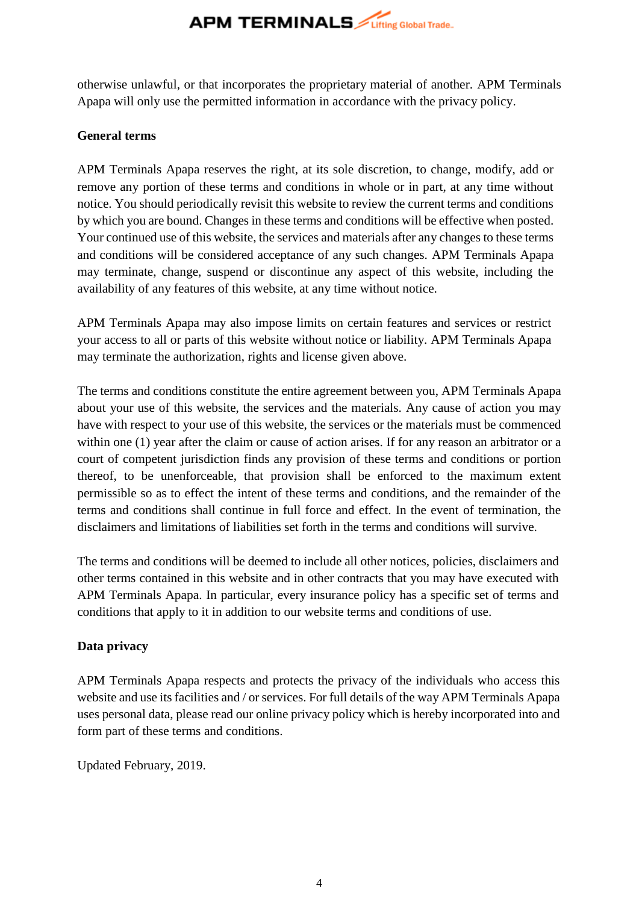otherwise unlawful, or that incorporates the proprietary material of another. APM Terminals Apapa will only use the permitted information in accordance with the privacy policy.

**General terms**

APM Terminals Apapa reserves the right, at its sole discretion, to change, modify, add or remove any portion of these terms and conditions in whole or in part, at any time without notice. You should periodically revisit this website to review the current terms and conditions by which you are bound. Changes in these terms and conditions will be effective when posted. Your continued use of this website, the services and materials after any changes to these terms and conditions will be considered acceptance of any such changes. APM Terminals Apapa may terminate, change, suspend or discontinue any aspect of this website, including the availability of any features of this website, at any time without notice.

APM Terminals Apapa may also impose limits on certain features and services or restrict your access to all or parts of this website without notice or liability. APM Terminals Apapa may terminate the authorization, rights and license given above.

The terms and conditions constitute the entire agreement between you, APM Terminals Apapa about your use of this website, the services and the materials. Any cause of action you may have with respect to your use of this website, the services or the materials must be commenced within one (1) year after the claim or cause of action arises. If for any reason an arbitrator or a court of competent jurisdiction finds any provision of these terms and conditions or portion thereof, to be unenforceable, that provision shall be enforced to the maximum extent permissible so as to effect the intent of these terms and conditions, and the remainder of the terms and conditions shall continue in full force and effect. In the event of termination, the disclaimers and limitations of liabilities set forth in the terms and conditions will survive.

The terms and conditions will be deemed to include all other notices, policies, disclaimers and other terms contained in this website and in other contracts that you may have executed with APM Terminals Apapa. In particular, every insurance policy has a specific set of terms and conditions that apply to it in addition to our website terms and conditions of use.

**Data privacy**

APM Terminals Apapa respects and protects the privacy of the individuals who access this website and use its facilities and / or services. For full details of the way APM Terminals Apapa uses personal data, please read our online privacy policy which is hereby incorporated into and form part of these terms and conditions.

Updated February, 2019.